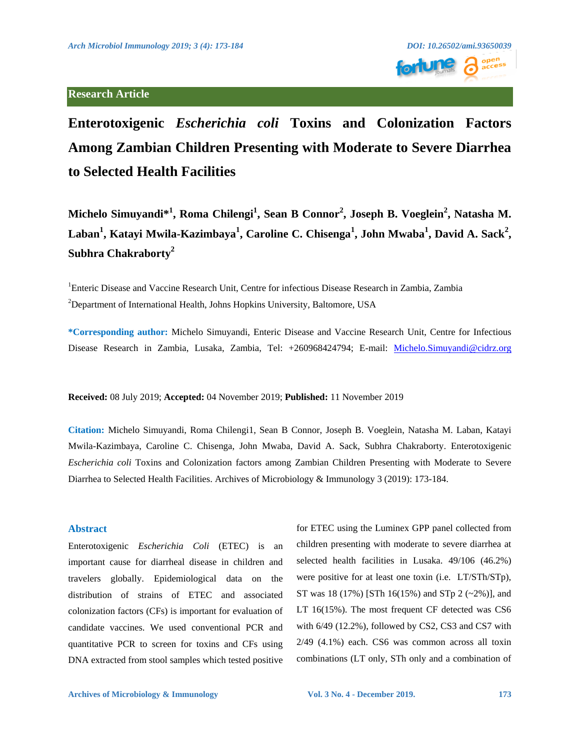Research Article

# Enterotoxigenic *Escherichia coli* Toxins and Colonization Factors Among Zambian Children Presenting with Moderate to Severe Diarrhea to Selected Health Facilities

**Michelo Simuyandi*[1], Roma Chilengi[1], Sean B Connor[2], Joseph B. Voeglein[2], Natasha M. Laban[1], Katayi Mwila-Kazimbaya[1], Caroline C. Chisenga[1], John Mwaba[1], David A. Sack[2], Subhra Chakraborty[2]**

[1]Enteric Disease and Vaccine Research Unit, Centre for infectious Disease Research in Zambia, Zambia

[2]Department of International Health, Johns Hopkins University, Baltomore, USA

**\*Corresponding author:** Michelo Simuyandi, Enteric Disease and Vaccine Research Unit, Centre for Infectious Disease Research in Zambia, Lusaka, Zambia, Tel: +260968424794; E-mail: Michelo.Simuyandi@cidrz.org

**Received:** 08 July 2019; **Accepted:** 04 November 2019; **Published:** 11 November 2019

**Citation:** Michelo Simuyandi, Roma Chilengi1, Sean B Connor, Joseph B. Voeglein, Natasha M. Laban, Katayi Mwila-Kazimbaya, Caroline C. Chisenga, John Mwaba, David A. Sack, Subhra Chakraborty. Enterotoxigenic *Escherichia coli* Toxins and Colonization factors among Zambian Children Presenting with Moderate to Severe Diarrhea to Selected Health Facilities. Archives of Microbiology & Immunology 3 (2019): 173-184.

## Abstract

Enterotoxigenic *Escherichia Coli* (ETEC) is an important cause for diarrheal disease in children and travelers globally. Epidemiological data on the distribution of strains of ETEC and associated colonization factors (CFs) is important for evaluation of candidate vaccines. We used conventional PCR and quantitative PCR to screen for toxins and CFs using DNA extracted from stool samples which tested positive for ETEC using the Luminex GPP panel collected from children presenting with moderate to severe diarrhea at selected health facilities in Lusaka. 49/106 (46.2%) were positive for at least one toxin (i.e. LT/STh/STp), ST was 18 (17%) [STh 16(15%) and STp 2 (~2%)], and LT 16(15%). The most frequent CF detected was CS6 with 6/49 (12.2%), followed by CS2, CS3 and CS7 with 2/49 (4.1%) each. CS6 was common across all toxin combinations (LT only, STh only and a combination of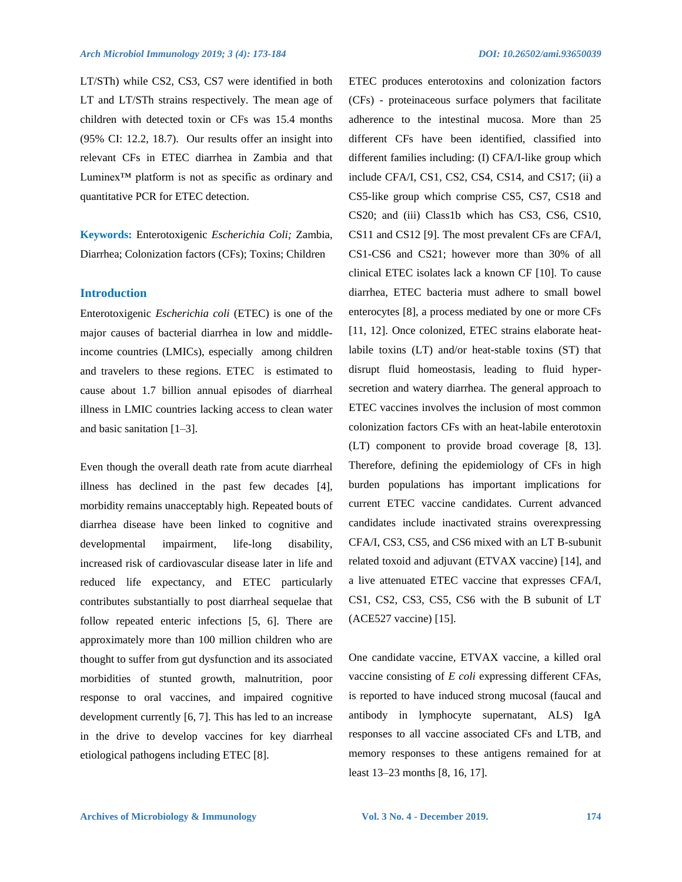LT/STh) while CS2, CS3, CS7 were identified in both LT and LT/STh strains respectively. The mean age of children with detected toxin or CFs was 15.4 months (95% CI: 12.2, 18.7). Our results offer an insight into relevant CFs in ETEC diarrhea in Zambia and that Luminex™ platform is not as specific as ordinary and quantitative PCR for ETEC detection.

**Keywords:** Enterotoxigenic *Escherichia Coli;* Zambia, Diarrhea; Colonization factors (CFs); Toxins; Children

## Introduction

Enterotoxigenic *Escherichia coli* (ETEC) is one of the major causes of bacterial diarrhea in low and middle-income countries (LMICs), especially among children and travelers to these regions. ETEC is estimated to cause about 1.7 billion annual episodes of diarrheal illness in LMIC countries lacking access to clean water and basic sanitation [1–3].

Even though the overall death rate from acute diarrheal illness has declined in the past few decades [4], morbidity remains unacceptably high. Repeated bouts of diarrhea disease have been linked to cognitive and developmental impairment, life-long disability, increased risk of cardiovascular disease later in life and reduced life expectancy, and ETEC particularly contributes substantially to post diarrheal sequelae that follow repeated enteric infections [5, 6]. There are approximately more than 100 million children who are thought to suffer from gut dysfunction and its associated morbidities of stunted growth, malnutrition, poor response to oral vaccines, and impaired cognitive development currently [6, 7]. This has led to an increase in the drive to develop vaccines for key diarrheal etiological pathogens including ETEC [8].

ETEC produces enterotoxins and colonization factors (CFs) - proteinaceous surface polymers that facilitate adherence to the intestinal mucosa. More than 25 different CFs have been identified, classified into different families including: (I) CFA/I-like group which include CFA/I, CS1, CS2, CS4, CS14, and CS17; (ii) a CS5-like group which comprise CS5, CS7, CS18 and CS20; and (iii) Class1b which has CS3, CS6, CS10, CS11 and CS12 [9]. The most prevalent CFs are CFA/I, CS1-CS6 and CS21; however more than 30% of all clinical ETEC isolates lack a known CF [10]. To cause diarrhea, ETEC bacteria must adhere to small bowel enterocytes [8], a process mediated by one or more CFs [11, 12]. Once colonized, ETEC strains elaborate heat-labile toxins (LT) and/or heat-stable toxins (ST) that disrupt fluid homeostasis, leading to fluid hyper-secretion and watery diarrhea. The general approach to ETEC vaccines involves the inclusion of most common colonization factors CFs with an heat-labile enterotoxin (LT) component to provide broad coverage [8, 13]. Therefore, defining the epidemiology of CFs in high burden populations has important implications for current ETEC vaccine candidates. Current advanced candidates include inactivated strains overexpressing CFA/I, CS3, CS5, and CS6 mixed with an LT B-subunit related toxoid and adjuvant (ETVAX vaccine) [14], and a live attenuated ETEC vaccine that expresses CFA/I, CS1, CS2, CS3, CS5, CS6 with the B subunit of LT (ACE527 vaccine) [15].

One candidate vaccine, ETVAX vaccine, a killed oral vaccine consisting of *E coli* expressing different CFAs, is reported to have induced strong mucosal (faucal and antibody in lymphocyte supernatant, ALS) IgA responses to all vaccine associated CFs and LTB, and memory responses to these antigens remained for at least 13–23 months [8, 16, 17].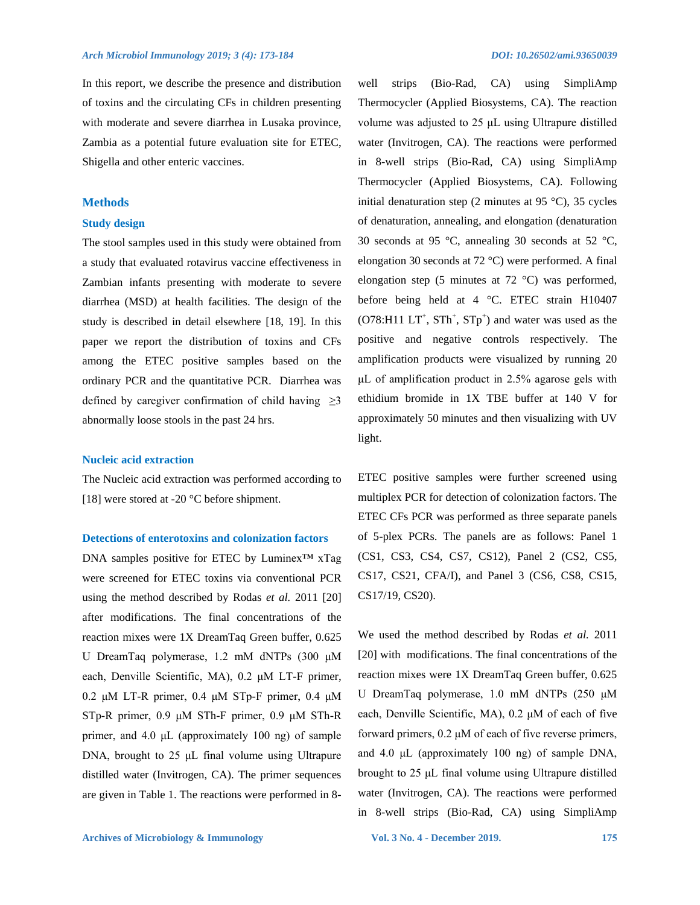In this report, we describe the presence and distribution of toxins and the circulating CFs in children presenting with moderate and severe diarrhea in Lusaka province, Zambia as a potential future evaluation site for ETEC, Shigella and other enteric vaccines.

## Methods

### Study design

The stool samples used in this study were obtained from a study that evaluated rotavirus vaccine effectiveness in Zambian infants presenting with moderate to severe diarrhea (MSD) at health facilities. The design of the study is described in detail elsewhere [18, 19]. In this paper we report the distribution of toxins and CFs among the ETEC positive samples based on the ordinary PCR and the quantitative PCR. Diarrhea was defined by caregiver confirmation of child having ≥3 abnormally loose stools in the past 24 hrs.

### Nucleic acid extraction

The Nucleic acid extraction was performed according to [18] were stored at -20 °C before shipment.

### Detections of enterotoxins and colonization factors

DNA samples positive for ETEC by Luminex™ xTag were screened for ETEC toxins via conventional PCR using the method described by Rodas *et al.* 2011 [20] after modifications. The final concentrations of the reaction mixes were 1X DreamTaq Green buffer, 0.625 U DreamTaq polymerase, 1.2 mM dNTPs (300 μM each, Denville Scientific, MA), 0.2 μM LT-F primer, 0.2 μM LT-R primer, 0.4 μM STp-F primer, 0.4 μM STp-R primer, 0.9 μM STh-F primer, 0.9 μM STh-R primer, and 4.0 μL (approximately 100 ng) of sample DNA, brought to 25 μL final volume using Ultrapure distilled water (Invitrogen, CA). The primer sequences are given in Table 1. The reactions were performed in 8-well strips (Bio-Rad, CA) using SimpliAmp Thermocycler (Applied Biosystems, CA). The reaction volume was adjusted to 25 μL using Ultrapure distilled water (Invitrogen, CA). The reactions were performed in 8-well strips (Bio-Rad, CA) using SimpliAmp Thermocycler (Applied Biosystems, CA). Following initial denaturation step (2 minutes at 95 °C), 35 cycles of denaturation, annealing, and elongation (denaturation 30 seconds at 95 °C, annealing 30 seconds at 52 °C, elongation 30 seconds at 72 °C) were performed. A final elongation step (5 minutes at 72 °C) was performed, before being held at 4 °C. ETEC strain H10407 (O78:H11 $LT^{+}$, $STh^{+}$, $STp^{+}$) and water was used as the positive and negative controls respectively. The amplification products were visualized by running 20 μL of amplification product in 2.5% agarose gels with ethidium bromide in 1X TBE buffer at 140 V for approximately 50 minutes and then visualizing with UV light.

ETEC positive samples were further screened using multiplex PCR for detection of colonization factors. The ETEC CFs PCR was performed as three separate panels of 5-plex PCRs. The panels are as follows: Panel 1 (CS1, CS3, CS4, CS7, CS12), Panel 2 (CS2, CS5, CS17, CS21, CFA/I), and Panel 3 (CS6, CS8, CS15, CS17/19, CS20).

We used the method described by Rodas *et al.* 2011 [20] with modifications. The final concentrations of the reaction mixes were 1X DreamTaq Green buffer, 0.625 U DreamTaq polymerase, 1.0 mM dNTPs (250 μM each, Denville Scientific, MA), 0.2 μM of each of five forward primers, 0.2 μM of each of five reverse primers, and 4.0 μL (approximately 100 ng) of sample DNA, brought to 25 μL final volume using Ultrapure distilled water (Invitrogen, CA). The reactions were performed in 8-well strips (Bio-Rad, CA) using SimpliAmp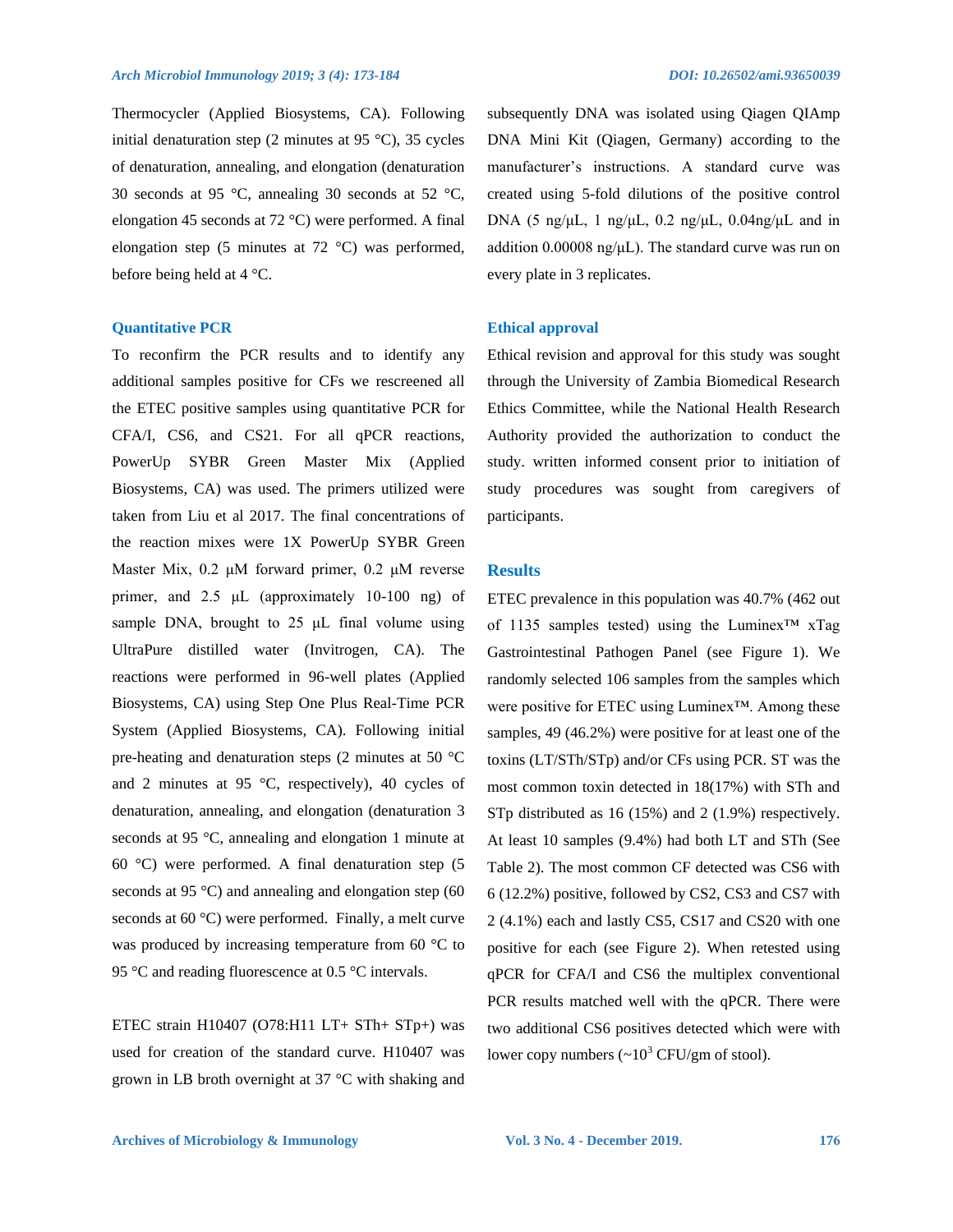Thermocycler (Applied Biosystems, CA). Following initial denaturation step (2 minutes at 95 °C), 35 cycles of denaturation, annealing, and elongation (denaturation 30 seconds at 95 °C, annealing 30 seconds at 52 °C, elongation 45 seconds at 72 °C) were performed. A final elongation step (5 minutes at 72 °C) was performed, before being held at 4 °C.

### Quantitative PCR

To reconfirm the PCR results and to identify any additional samples positive for CFs we rescreened all the ETEC positive samples using quantitative PCR for CFA/I, CS6, and CS21. For all qPCR reactions, PowerUp SYBR Green Master Mix (Applied Biosystems, CA) was used. The primers utilized were taken from Liu et al 2017. The final concentrations of the reaction mixes were 1X PowerUp SYBR Green Master Mix, 0.2 μM forward primer, 0.2 μM reverse primer, and 2.5 μL (approximately 10-100 ng) of sample DNA, brought to 25 μL final volume using UltraPure distilled water (Invitrogen, CA). The reactions were performed in 96-well plates (Applied Biosystems, CA) using Step One Plus Real-Time PCR System (Applied Biosystems, CA). Following initial pre-heating and denaturation steps (2 minutes at 50 °C and 2 minutes at 95 °C, respectively), 40 cycles of denaturation, annealing, and elongation (denaturation 3 seconds at 95 °C, annealing and elongation 1 minute at 60 °C) were performed. A final denaturation step (5 seconds at 95 °C) and annealing and elongation step (60 seconds at 60 °C) were performed. Finally, a melt curve was produced by increasing temperature from 60 °C to 95 °C and reading fluorescence at 0.5 °C intervals.

ETEC strain H10407 (O78:H11 LT+ STh+ STp+) was used for creation of the standard curve. H10407 was grown in LB broth overnight at 37 °C with shaking and subsequently DNA was isolated using Qiagen QIAmp DNA Mini Kit (Qiagen, Germany) according to the manufacturer's instructions. A standard curve was created using 5-fold dilutions of the positive control DNA (5 ng/μL, 1 ng/μL, 0.2 ng/μL, 0.04ng/μL and in addition 0.00008 ng/μL). The standard curve was run on every plate in 3 replicates.

### Ethical approval

Ethical revision and approval for this study was sought through the University of Zambia Biomedical Research Ethics Committee, while the National Health Research Authority provided the authorization to conduct the study. written informed consent prior to initiation of study procedures was sought from caregivers of participants.

## Results

ETEC prevalence in this population was 40.7% (462 out of 1135 samples tested) using the Luminex™ xTag Gastrointestinal Pathogen Panel (see Figure 1). We randomly selected 106 samples from the samples which were positive for ETEC using Luminex™. Among these samples, 49 (46.2%) were positive for at least one of the toxins (LT/STh/STp) and/or CFs using PCR. ST was the most common toxin detected in 18(17%) with STh and STp distributed as 16 (15%) and 2 (1.9%) respectively. At least 10 samples (9.4%) had both LT and STh (See Table 2). The most common CF detected was CS6 with 6 (12.2%) positive, followed by CS2, CS3 and CS7 with 2 (4.1%) each and lastly CS5, CS17 and CS20 with one positive for each (see Figure 2). When retested using qPCR for CFA/I and CS6 the multiplex conventional PCR results matched well with the qPCR. There were two additional CS6 positives detected which were with lower copy numbers (~$10^3$ CFU/gm of stool).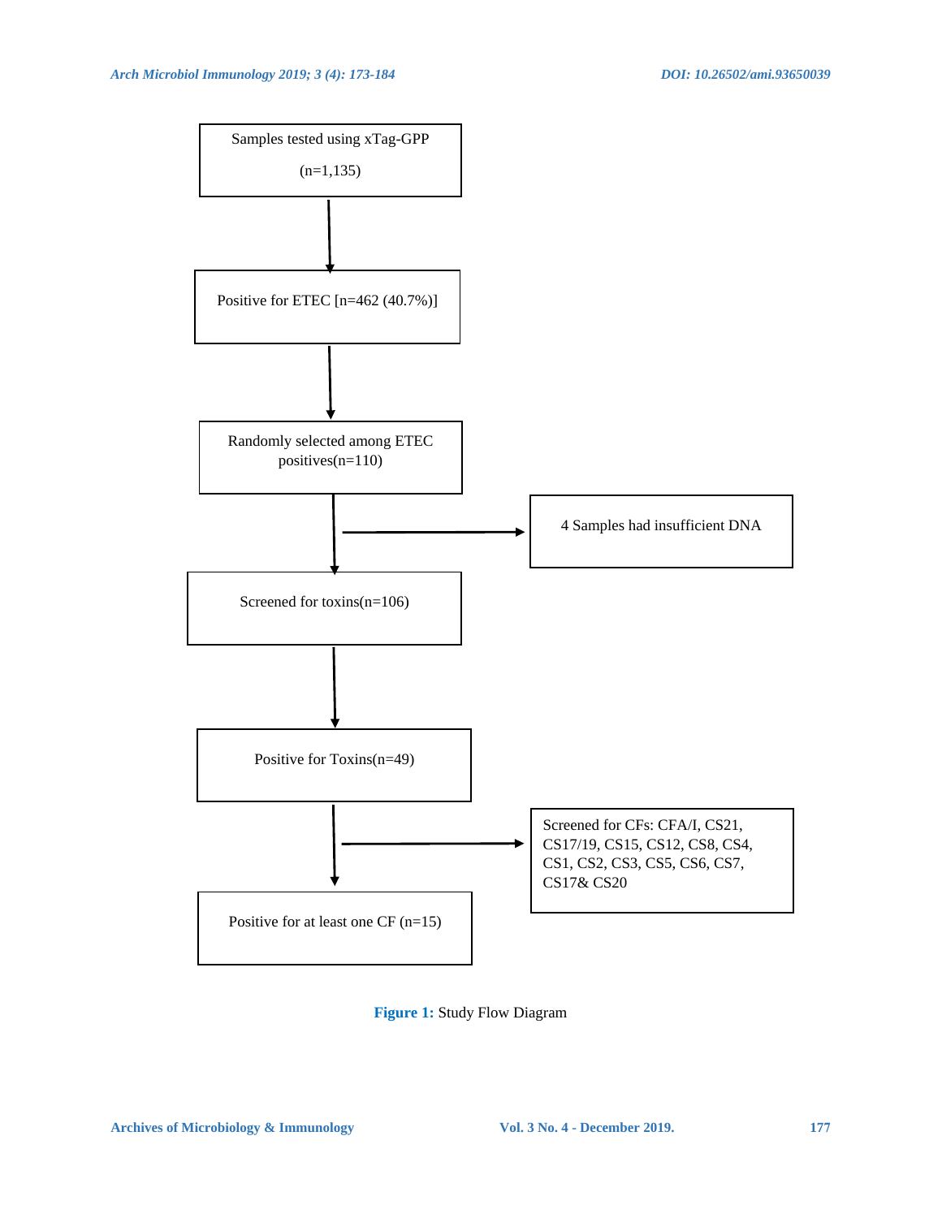Samples tested using xTag-GPP (n=1,135)

↓

Positive for ETEC [n=462 (40.7%)]

↓

Randomly selected among ETEC positives(n=110)

↓ → 4 Samples had insufficient DNA

Screened for toxins(n=106)

↓

Positive for Toxins(n=49)

↓ → Screened for CFs: CFA/I, CS21, CS17/19, CS15, CS12, CS8, CS4, CS1, CS2, CS3, CS5, CS6, CS7, CS17& CS20

Positive for at least one CF (n=15)

**Figure 1:** Study Flow Diagram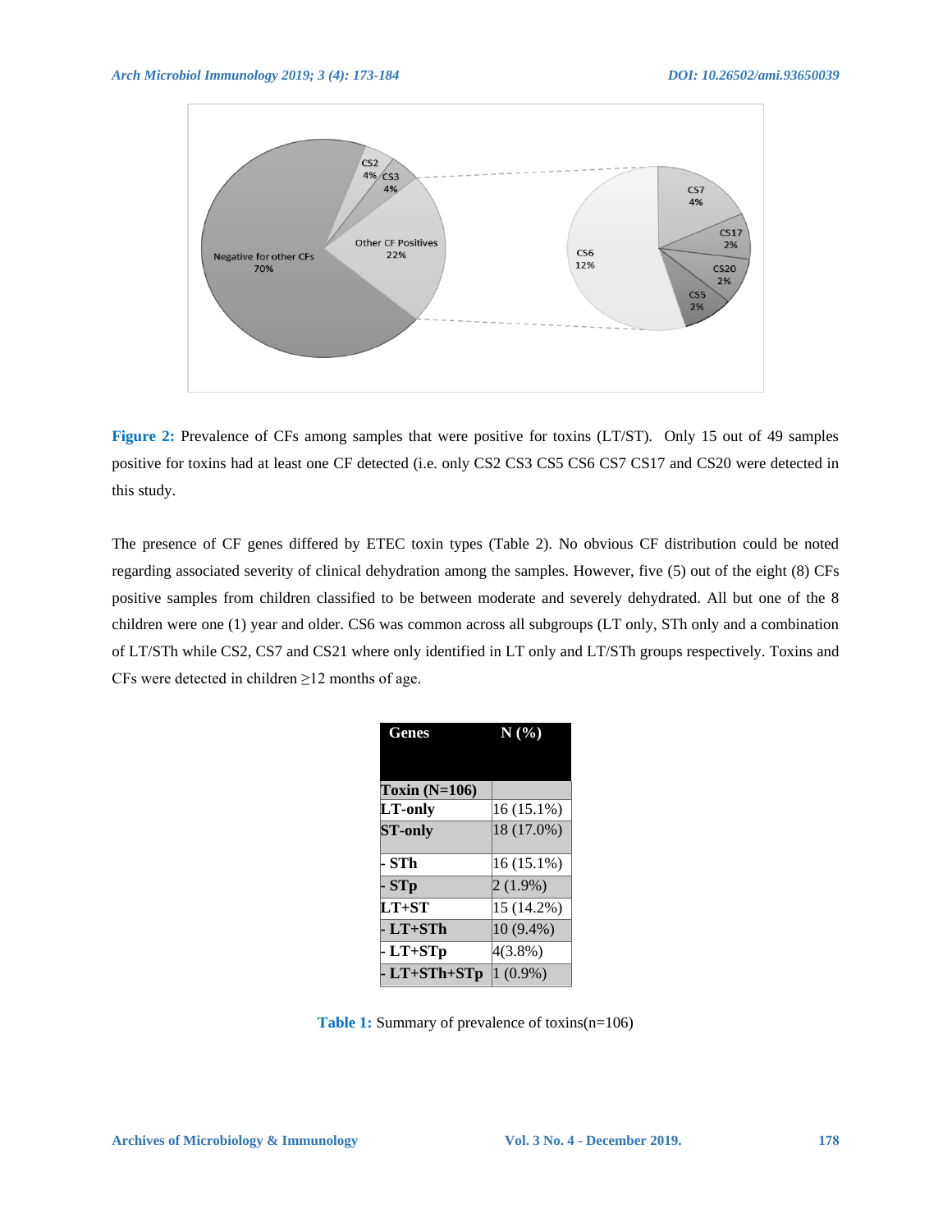**Figure 2:** Prevalence of CFs among samples that were positive for toxins (LT/ST). Only 15 out of 49 samples positive for toxins had at least one CF detected (i.e. only CS2 CS3 CS5 CS6 CS7 CS17 and CS20 were detected in this study.

The presence of CF genes differed by ETEC toxin types (Table 2). No obvious CF distribution could be noted regarding associated severity of clinical dehydration among the samples. However, five (5) out of the eight (8) CFs positive samples from children classified to be between moderate and severely dehydrated. All but one of the 8 children were one (1) year and older. CS6 was common across all subgroups (LT only, STh only and a combination of LT/STh while CS2, CS7 and CS21 where only identified in LT only and LT/STh groups respectively. Toxins and CFs were detected in children ≥12 months of age.

| Genes | N (%) |
|---|---|
| **Toxin (N=106)** | |
| **LT-only** | 16 (15.1%) |
| **ST-only** | 18 (17.0%) |
| **- STh** | 16 (15.1%) |
| **- STp** | 2 (1.9%) |
| **LT+ST** | 15 (14.2%) |
| **- LT+STh** | 10 (9.4%) |
| **- LT+STp** | 4(3.8%) |
| **- LT+STh+STp** | 1 (0.9%) |

**Table 1:** Summary of prevalence of toxins(n=106)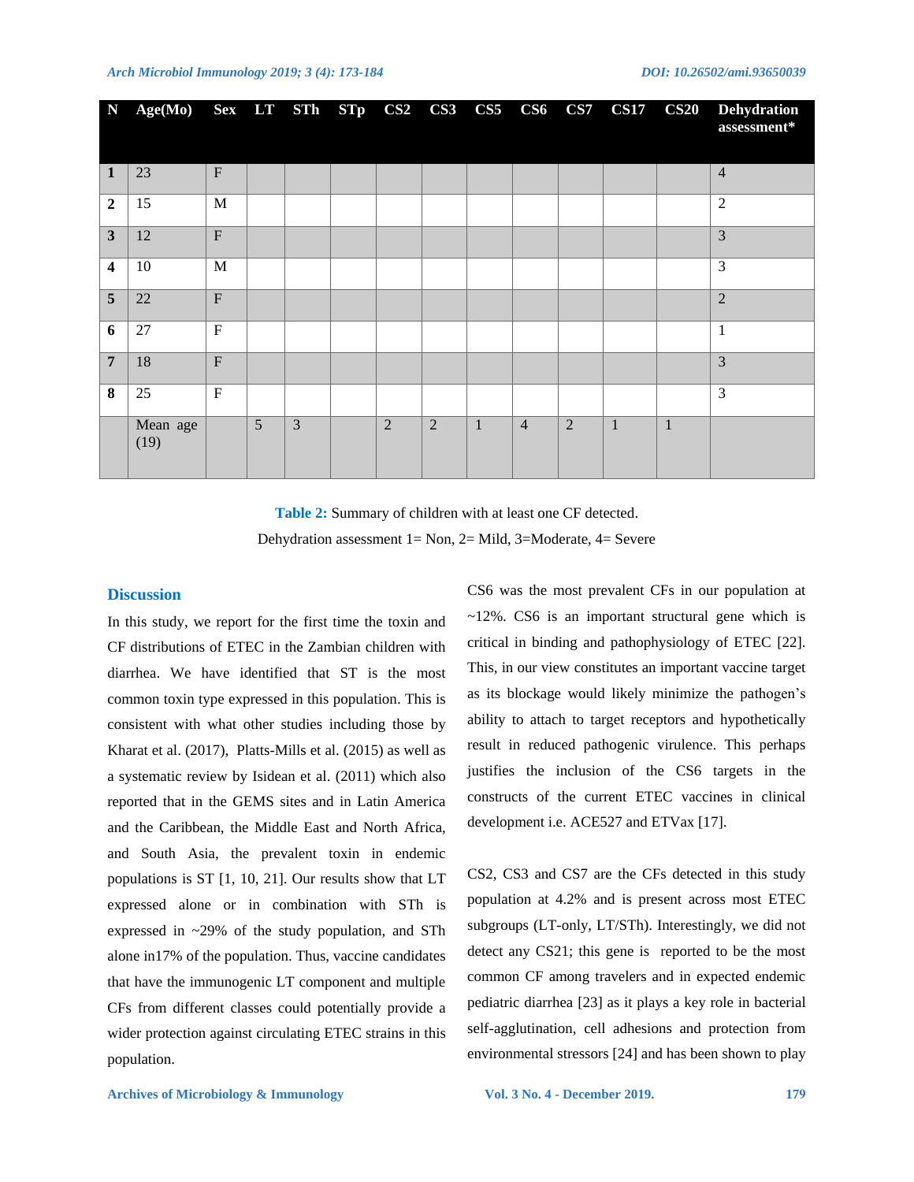| N | Age(Mo) | Sex | LT | STh | STp | CS2 | CS3 | CS5 | CS6 | CS7 | CS17 | CS20 | Dehydration assessment* |
|---|---|---|---|---|---|---|---|---|---|---|---|---|---|
| **1** | 23 | F | | | | | | | | | | | 4 |
| **2** | 15 | M | | | | | | | | | | | 2 |
| **3** | 12 | F | | | | | | | | | | | 3 |
| **4** | 10 | M | | | | | | | | | | | 3 |
| **5** | 22 | F | | | | | | | | | | | 2 |
| **6** | 27 | F | | | | | | | | | | | 1 |
| **7** | 18 | F | | | | | | | | | | | 3 |
| **8** | 25 | F | | | | | | | | | | | 3 |
| | Mean age (19) | | 5 | 3 | | 2 | 2 | 1 | 4 | 2 | 1 | 1 | |

**Table 2:** Summary of children with at least one CF detected.

Dehydration assessment 1= Non, 2= Mild, 3=Moderate, 4= Severe

## Discussion

In this study, we report for the first time the toxin and CF distributions of ETEC in the Zambian children with diarrhea. We have identified that ST is the most common toxin type expressed in this population. This is consistent with what other studies including those by Kharat et al. (2017), Platts-Mills et al. (2015) as well as a systematic review by Isidean et al. (2011) which also reported that in the GEMS sites and in Latin America and the Caribbean, the Middle East and North Africa, and South Asia, the prevalent toxin in endemic populations is ST [1, 10, 21]. Our results show that LT expressed alone or in combination with STh is expressed in ~29% of the study population, and STh alone in17% of the population. Thus, vaccine candidates that have the immunogenic LT component and multiple CFs from different classes could potentially provide a wider protection against circulating ETEC strains in this population.

CS6 was the most prevalent CFs in our population at ~12%. CS6 is an important structural gene which is critical in binding and pathophysiology of ETEC [22]. This, in our view constitutes an important vaccine target as its blockage would likely minimize the pathogen's ability to attach to target receptors and hypothetically result in reduced pathogenic virulence. This perhaps justifies the inclusion of the CS6 targets in the constructs of the current ETEC vaccines in clinical development i.e. ACE527 and ETVax [17].

CS2, CS3 and CS7 are the CFs detected in this study population at 4.2% and is present across most ETEC subgroups (LT-only, LT/STh). Interestingly, we did not detect any CS21; this gene is reported to be the most common CF among travelers and in expected endemic pediatric diarrhea [23] as it plays a key role in bacterial self-agglutination, cell adhesions and protection from environmental stressors [24] and has been shown to play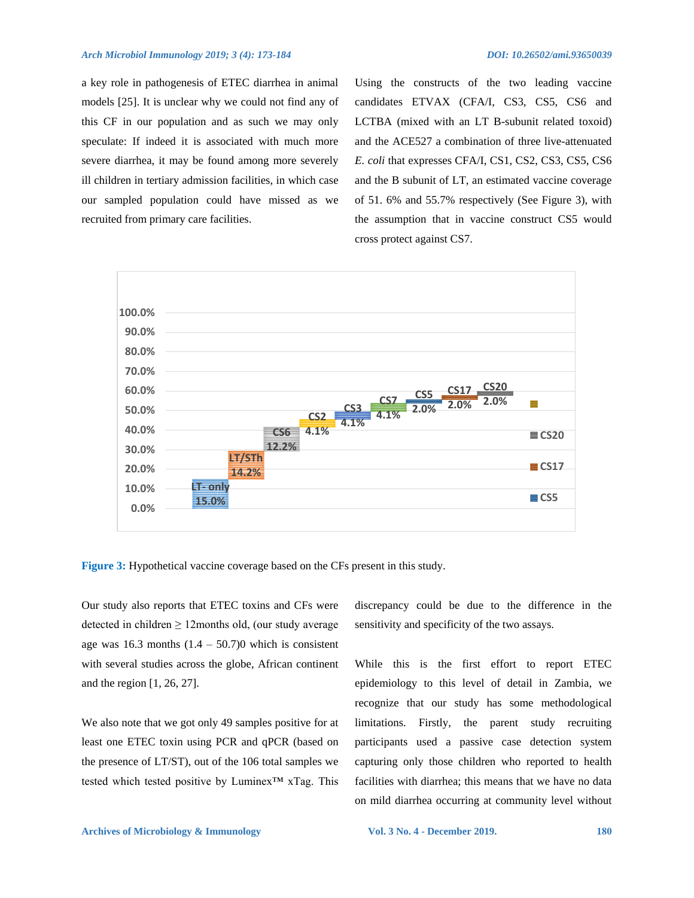a key role in pathogenesis of ETEC diarrhea in animal models [25]. It is unclear why we could not find any of this CF in our population and as such we may only speculate: If indeed it is associated with much more severe diarrhea, it may be found among more severely ill children in tertiary admission facilities, in which case our sampled population could have missed as we recruited from primary care facilities.

Using the constructs of the two leading vaccine candidates ETVAX (CFA/I, CS3, CS5, CS6 and LCTBA (mixed with an LT B-subunit related toxoid) and the ACE527 a combination of three live-attenuated *E. coli* that expresses CFA/I, CS1, CS2, CS3, CS5, CS6 and the B subunit of LT, an estimated vaccine coverage of 51. 6% and 55.7% respectively (See Figure 3), with the assumption that in vaccine construct CS5 would cross protect against CS7.

**Figure 3:** Hypothetical vaccine coverage based on the CFs present in this study.

Our study also reports that ETEC toxins and CFs were detected in children ≥ 12months old, (our study average age was 16.3 months (1.4 – 50.7)0 which is consistent with several studies across the globe, African continent and the region [1, 26, 27].

We also note that we got only 49 samples positive for at least one ETEC toxin using PCR and qPCR (based on the presence of LT/ST), out of the 106 total samples we tested which tested positive by Luminex™ xTag. This discrepancy could be due to the difference in the sensitivity and specificity of the two assays.

While this is the first effort to report ETEC epidemiology to this level of detail in Zambia, we recognize that our study has some methodological limitations. Firstly, the parent study recruiting participants used a passive case detection system capturing only those children who reported to health facilities with diarrhea; this means that we have no data on mild diarrhea occurring at community level without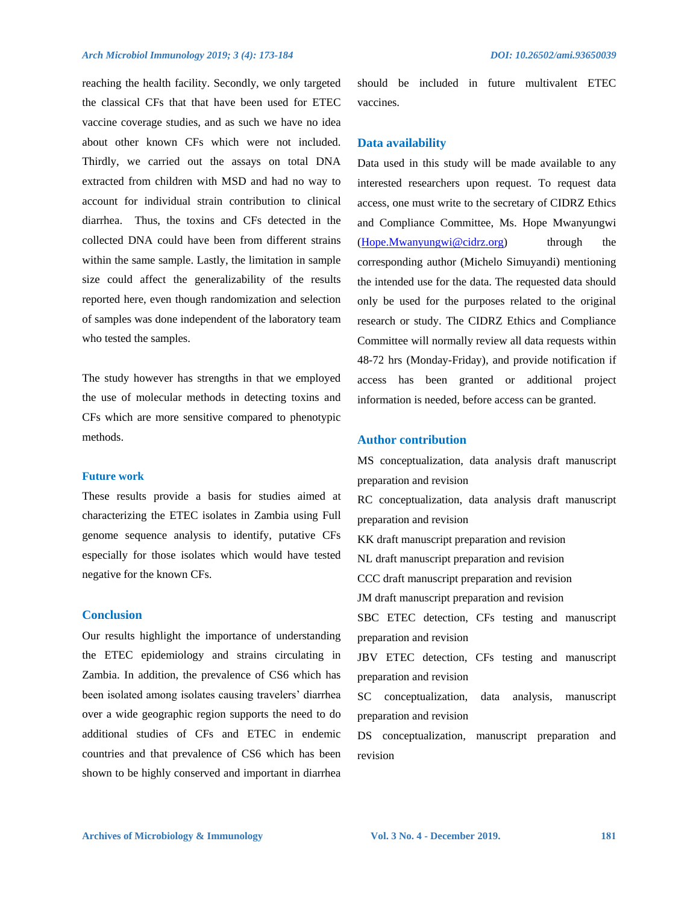reaching the health facility. Secondly, we only targeted the classical CFs that that have been used for ETEC vaccine coverage studies, and as such we have no idea about other known CFs which were not included. Thirdly, we carried out the assays on total DNA extracted from children with MSD and had no way to account for individual strain contribution to clinical diarrhea. Thus, the toxins and CFs detected in the collected DNA could have been from different strains within the same sample. Lastly, the limitation in sample size could affect the generalizability of the results reported here, even though randomization and selection of samples was done independent of the laboratory team who tested the samples.

The study however has strengths in that we employed the use of molecular methods in detecting toxins and CFs which are more sensitive compared to phenotypic methods.

### Future work

These results provide a basis for studies aimed at characterizing the ETEC isolates in Zambia using Full genome sequence analysis to identify, putative CFs especially for those isolates which would have tested negative for the known CFs.

## Conclusion

Our results highlight the importance of understanding the ETEC epidemiology and strains circulating in Zambia. In addition, the prevalence of CS6 which has been isolated among isolates causing travelers' diarrhea over a wide geographic region supports the need to do additional studies of CFs and ETEC in endemic countries and that prevalence of CS6 which has been shown to be highly conserved and important in diarrhea should be included in future multivalent ETEC vaccines.

## Data availability

Data used in this study will be made available to any interested researchers upon request. To request data access, one must write to the secretary of CIDRZ Ethics and Compliance Committee, Ms. Hope Mwanyungwi (Hope.Mwanyungwi@cidrz.org) through the corresponding author (Michelo Simuyandi) mentioning the intended use for the data. The requested data should only be used for the purposes related to the original research or study. The CIDRZ Ethics and Compliance Committee will normally review all data requests within 48-72 hrs (Monday-Friday), and provide notification if access has been granted or additional project information is needed, before access can be granted.

## Author contribution

MS conceptualization, data analysis draft manuscript preparation and revision

RC conceptualization, data analysis draft manuscript preparation and revision

KK draft manuscript preparation and revision

NL draft manuscript preparation and revision

CCC draft manuscript preparation and revision

JM draft manuscript preparation and revision

SBC ETEC detection, CFs testing and manuscript preparation and revision

JBV ETEC detection, CFs testing and manuscript preparation and revision

SC conceptualization, data analysis, manuscript preparation and revision

DS conceptualization, manuscript preparation and revision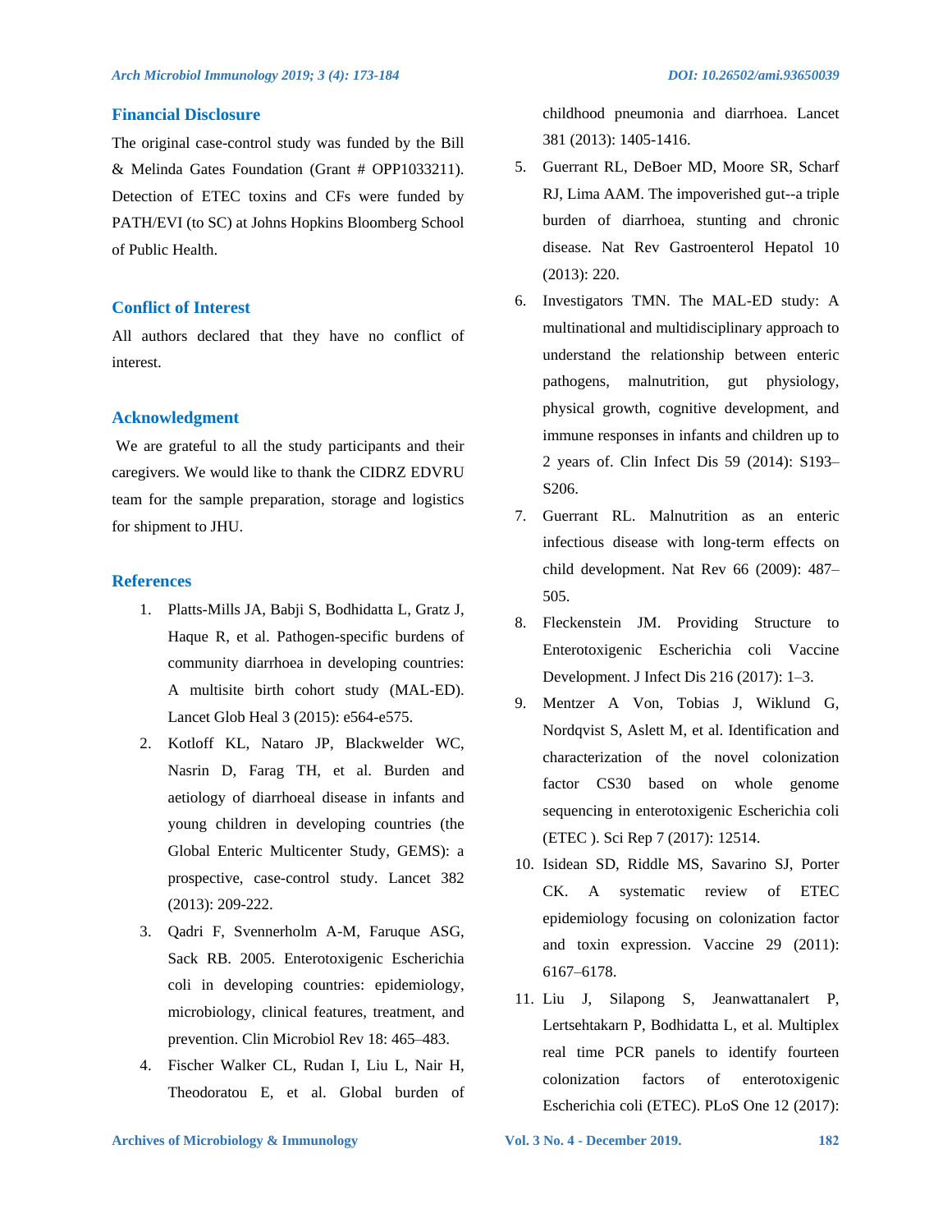## Financial Disclosure

The original case-control study was funded by the Bill & Melinda Gates Foundation (Grant # OPP1033211). Detection of ETEC toxins and CFs were funded by PATH/EVI (to SC) at Johns Hopkins Bloomberg School of Public Health.

## Conflict of Interest

All authors declared that they have no conflict of interest.

## Acknowledgment

We are grateful to all the study participants and their caregivers. We would like to thank the CIDRZ EDVRU team for the sample preparation, storage and logistics for shipment to JHU.

## References

1. Platts-Mills JA, Babji S, Bodhidatta L, Gratz J, Haque R, et al. Pathogen-specific burdens of community diarrhoea in developing countries: A multisite birth cohort study (MAL-ED). Lancet Glob Heal 3 (2015): e564-e575.
2. Kotloff KL, Nataro JP, Blackwelder WC, Nasrin D, Farag TH, et al. Burden and aetiology of diarrhoeal disease in infants and young children in developing countries (the Global Enteric Multicenter Study, GEMS): a prospective, case-control study. Lancet 382 (2013): 209-222.
3. Qadri F, Svennerholm A-M, Faruque ASG, Sack RB. 2005. Enterotoxigenic Escherichia coli in developing countries: epidemiology, microbiology, clinical features, treatment, and prevention. Clin Microbiol Rev 18: 465–483.
4. Fischer Walker CL, Rudan I, Liu L, Nair H, Theodoratou E, et al. Global burden of childhood pneumonia and diarrhoea. Lancet 381 (2013): 1405-1416.
5. Guerrant RL, DeBoer MD, Moore SR, Scharf RJ, Lima AAM. The impoverished gut--a triple burden of diarrhoea, stunting and chronic disease. Nat Rev Gastroenterol Hepatol 10 (2013): 220.
6. Investigators TMN. The MAL-ED study: A multinational and multidisciplinary approach to understand the relationship between enteric pathogens, malnutrition, gut physiology, physical growth, cognitive development, and immune responses in infants and children up to 2 years of. Clin Infect Dis 59 (2014): S193–S206.
7. Guerrant RL. Malnutrition as an enteric infectious disease with long-term effects on child development. Nat Rev 66 (2009): 487–505.
8. Fleckenstein JM. Providing Structure to Enterotoxigenic Escherichia coli Vaccine Development. J Infect Dis 216 (2017): 1–3.
9. Mentzer A Von, Tobias J, Wiklund G, Nordqvist S, Aslett M, et al. Identification and characterization of the novel colonization factor CS30 based on whole genome sequencing in enterotoxigenic Escherichia coli (ETEC ). Sci Rep 7 (2017): 12514.
10. Isidean SD, Riddle MS, Savarino SJ, Porter CK. A systematic review of ETEC epidemiology focusing on colonization factor and toxin expression. Vaccine 29 (2011): 6167–6178.
11. Liu J, Silapong S, Jeanwattanalert P, Lertsehtakarn P, Bodhidatta L, et al. Multiplex real time PCR panels to identify fourteen colonization factors of enterotoxigenic Escherichia coli (ETEC). PLoS One 12 (2017):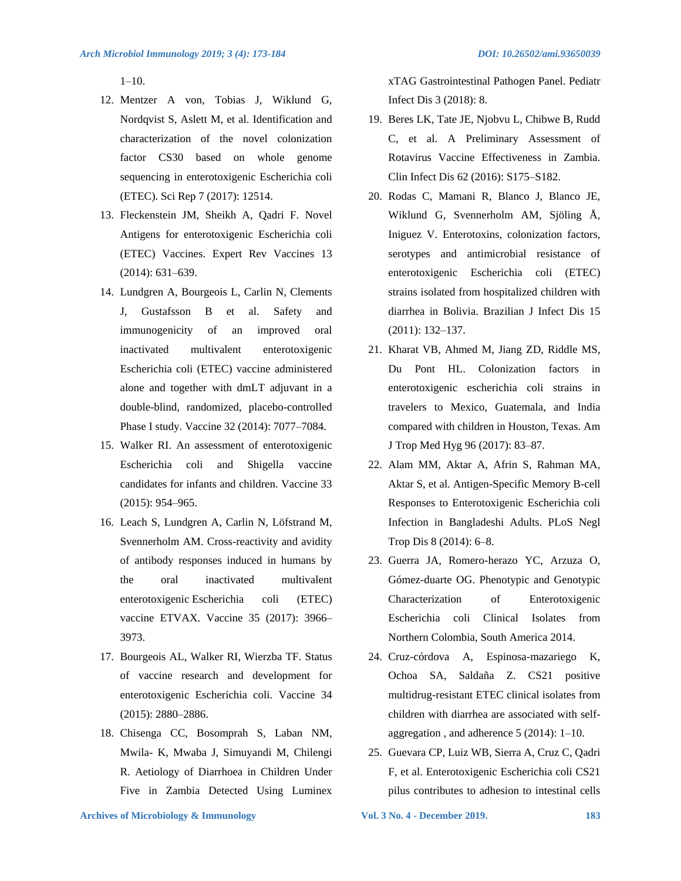1–10.

12. Mentzer A von, Tobias J, Wiklund G, Nordqvist S, Aslett M, et al. Identification and characterization of the novel colonization factor CS30 based on whole genome sequencing in enterotoxigenic Escherichia coli (ETEC). Sci Rep 7 (2017): 12514.
13. Fleckenstein JM, Sheikh A, Qadri F. Novel Antigens for enterotoxigenic Escherichia coli (ETEC) Vaccines. Expert Rev Vaccines 13 (2014): 631–639.
14. Lundgren A, Bourgeois L, Carlin N, Clements J, Gustafsson B et al. Safety and immunogenicity of an improved oral inactivated multivalent enterotoxigenic Escherichia coli (ETEC) vaccine administered alone and together with dmLT adjuvant in a double-blind, randomized, placebo-controlled Phase I study. Vaccine 32 (2014): 7077–7084.
15. Walker RI. An assessment of enterotoxigenic Escherichia coli and Shigella vaccine candidates for infants and children. Vaccine 33 (2015): 954–965.
16. Leach S, Lundgren A, Carlin N, Löfstrand M, Svennerholm AM. Cross-reactivity and avidity of antibody responses induced in humans by the oral inactivated multivalent enterotoxigenic Escherichia coli (ETEC) vaccine ETVAX. Vaccine 35 (2017): 3966–3973.
17. Bourgeois AL, Walker RI, Wierzba TF. Status of vaccine research and development for enterotoxigenic Escherichia coli. Vaccine 34 (2015): 2880–2886.
18. Chisenga CC, Bosomprah S, Laban NM, Mwila- K, Mwaba J, Simuyandi M, Chilengi R. Aetiology of Diarrhoea in Children Under Five in Zambia Detected Using Luminex xTAG Gastrointestinal Pathogen Panel. Pediatr Infect Dis 3 (2018): 8.
19. Beres LK, Tate JE, Njobvu L, Chibwe B, Rudd C, et al. A Preliminary Assessment of Rotavirus Vaccine Effectiveness in Zambia. Clin Infect Dis 62 (2016): S175–S182.
20. Rodas C, Mamani R, Blanco J, Blanco JE, Wiklund G, Svennerholm AM, Sjöling Å, Iniguez V. Enterotoxins, colonization factors, serotypes and antimicrobial resistance of enterotoxigenic Escherichia coli (ETEC) strains isolated from hospitalized children with diarrhea in Bolivia. Brazilian J Infect Dis 15 (2011): 132–137.
21. Kharat VB, Ahmed M, Jiang ZD, Riddle MS, Du Pont HL. Colonization factors in enterotoxigenic escherichia coli strains in travelers to Mexico, Guatemala, and India compared with children in Houston, Texas. Am J Trop Med Hyg 96 (2017): 83–87.
22. Alam MM, Aktar A, Afrin S, Rahman MA, Aktar S, et al. Antigen-Specific Memory B-cell Responses to Enterotoxigenic Escherichia coli Infection in Bangladeshi Adults. PLoS Negl Trop Dis 8 (2014): 6–8.
23. Guerra JA, Romero-herazo YC, Arzuza O, Gómez-duarte OG. Phenotypic and Genotypic Characterization of Enterotoxigenic Escherichia coli Clinical Isolates from Northern Colombia, South America 2014.
24. Cruz-córdova A, Espinosa-mazariego K, Ochoa SA, Saldaña Z. CS21 positive multidrug-resistant ETEC clinical isolates from children with diarrhea are associated with self-aggregation , and adherence 5 (2014): 1–10.
25. Guevara CP, Luiz WB, Sierra A, Cruz C, Qadri F, et al. Enterotoxigenic Escherichia coli CS21 pilus contributes to adhesion to intestinal cells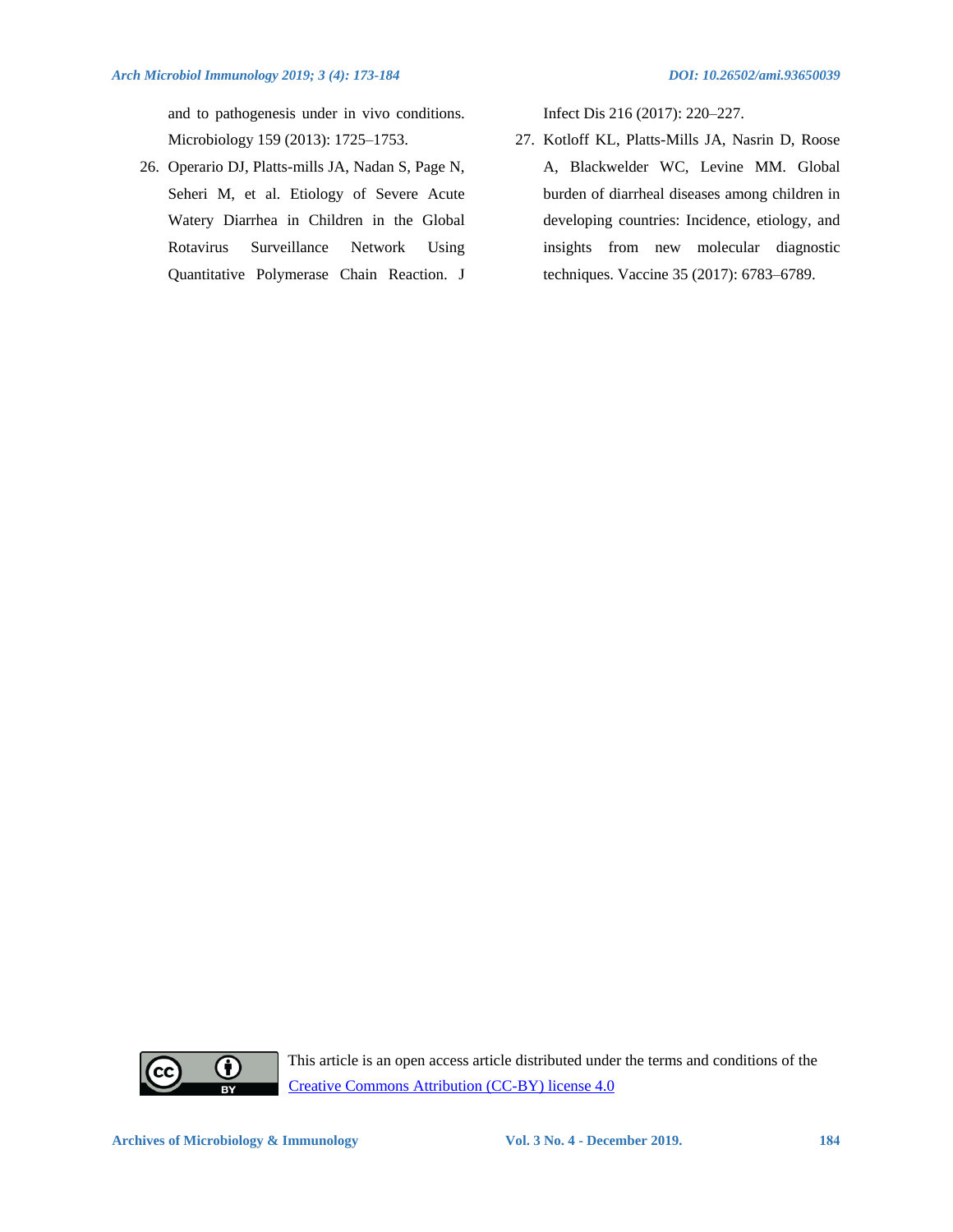and to pathogenesis under in vivo conditions. Microbiology 159 (2013): 1725–1753.

26. Operario DJ, Platts-mills JA, Nadan S, Page N, Seheri M, et al. Etiology of Severe Acute Watery Diarrhea in Children in the Global Rotavirus Surveillance Network Using Quantitative Polymerase Chain Reaction. J Infect Dis 216 (2017): 220–227.
27. Kotloff KL, Platts-Mills JA, Nasrin D, Roose A, Blackwelder WC, Levine MM. Global burden of diarrheal diseases among children in developing countries: Incidence, etiology, and insights from new molecular diagnostic techniques. Vaccine 35 (2017): 6783–6789.

This article is an open access article distributed under the terms and conditions of the [Creative Commons Attribution (CC-BY) license 4.0](https://creativecommons.org/licenses/by/4.0/)